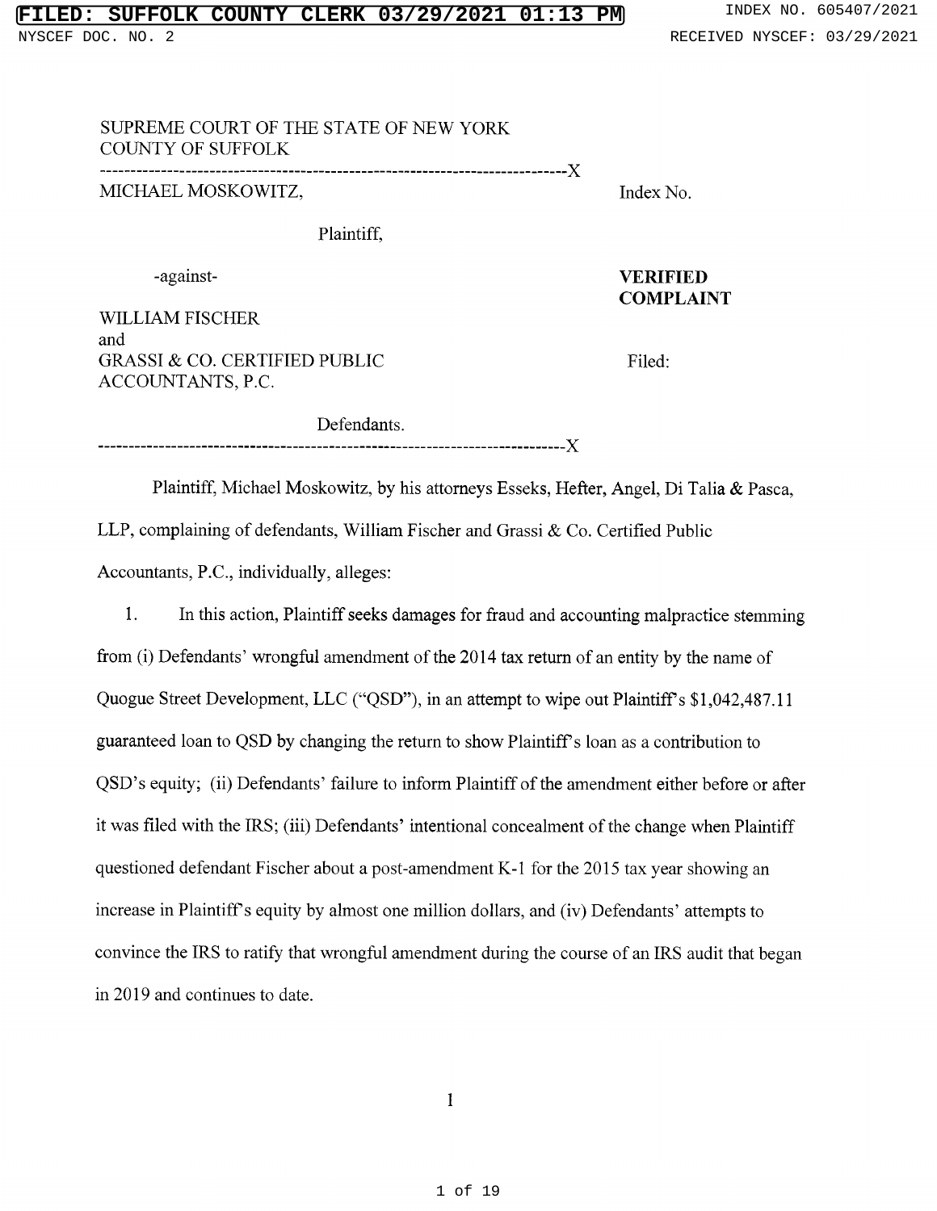SUPREME COURT OF THE STATE OF NEW YORK
COUNTY OF SUFFOLK

---

MICHAEL MOSKOWITZ,

Plaintiff,

-against-

WILLIAM FISCHER
and
GRASSI & CO. CERTIFIED PUBLIC ACCOUNTANTS, P.C.

Defendants.

---

Index No.

**VERIFIED COMPLAINT**

Filed:

Plaintiff, Michael Moskowitz, by his attorneys Esseks, Hefter, Angel, Di Talia & Pasca, LLP, complaining of defendants, William Fischer and Grassi & Co. Certified Public Accountants, P.C., individually, alleges:

1. In this action, Plaintiff seeks damages for fraud and accounting malpractice stemming from (i) Defendants' wrongful amendment of the 2014 tax return of an entity by the name of Quogue Street Development, LLC ("QSD"), in an attempt to wipe out Plaintiff's $1,042,487.11 guaranteed loan to QSD by changing the return to show Plaintiff's loan as a contribution to QSD's equity; (ii) Defendants' failure to inform Plaintiff of the amendment either before or after it was filed with the IRS; (iii) Defendants' intentional concealment of the change when Plaintiff questioned defendant Fischer about a post-amendment K-1 for the 2015 tax year showing an increase in Plaintiff's equity by almost one million dollars, and (iv) Defendants' attempts to convince the IRS to ratify that wrongful amendment during the course of an IRS audit that began in 2019 and continues to date.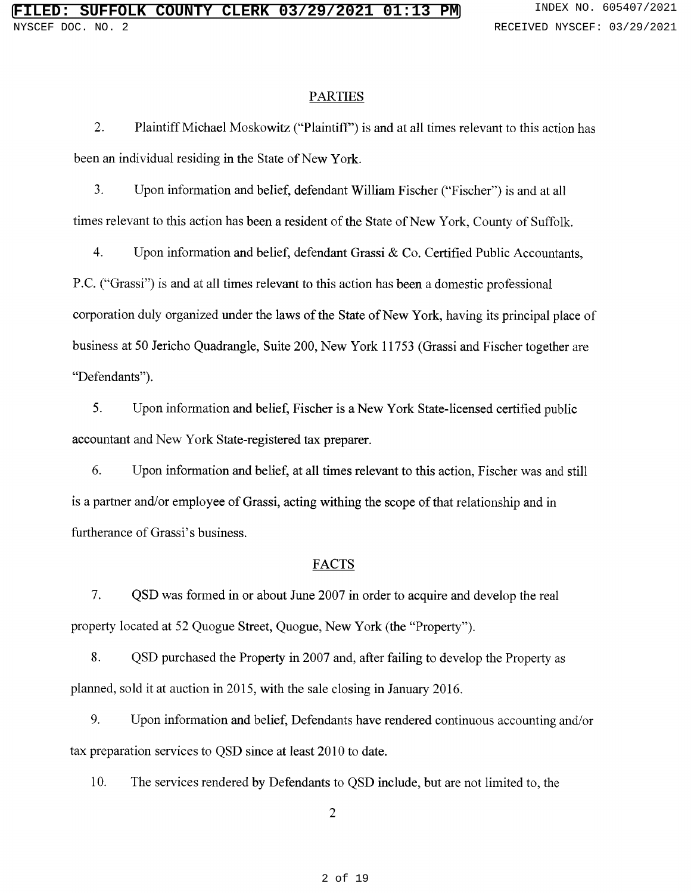## PARTIES

2. Plaintiff Michael Moskowitz ("Plaintiff") is and at all times relevant to this action has been an individual residing in the State of New York.

3. Upon information and belief, defendant William Fischer ("Fischer") is and at all times relevant to this action has been a resident of the State of New York, County of Suffolk.

4. Upon information and belief, defendant Grassi & Co. Certified Public Accountants, P.C. ("Grassi") is and at all times relevant to this action has been a domestic professional corporation duly organized under the laws of the State of New York, having its principal place of business at 50 Jericho Quadrangle, Suite 200, New York 11753 (Grassi and Fischer together are "Defendants").

5. Upon information and belief, Fischer is a New York State-licensed certified public accountant and New York State-registered tax preparer.

6. Upon information and belief, at all times relevant to this action, Fischer was and still is a partner and/or employee of Grassi, acting withing the scope of that relationship and in furtherance of Grassi's business.

## FACTS

7. QSD was formed in or about June 2007 in order to acquire and develop the real property located at 52 Quogue Street, Quogue, New York (the "Property").

8. QSD purchased the Property in 2007 and, after failing to develop the Property as planned, sold it at auction in 2015, with the sale closing in January 2016.

9. Upon information and belief, Defendants have rendered continuous accounting and/or tax preparation services to QSD since at least 2010 to date.

10. The services rendered by Defendants to QSD include, but are not limited to, the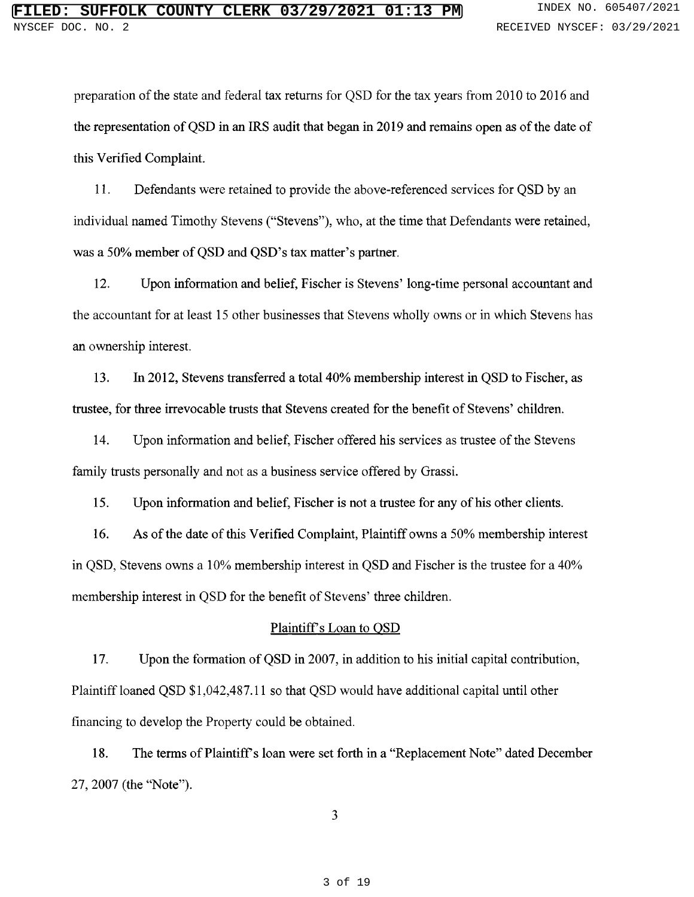preparation of the state and federal tax returns for QSD for the tax years from 2010 to 2016 and the representation of QSD in an IRS audit that began in 2019 and remains open as of the date of this Verified Complaint.

11. Defendants were retained to provide the above-referenced services for QSD by an individual named Timothy Stevens ("Stevens"), who, at the time that Defendants were retained, was a 50% member of QSD and QSD's tax matter's partner.

12. Upon information and belief, Fischer is Stevens' long-time personal accountant and the accountant for at least 15 other businesses that Stevens wholly owns or in which Stevens has an ownership interest.

13. In 2012, Stevens transferred a total 40% membership interest in QSD to Fischer, as trustee, for three irrevocable trusts that Stevens created for the benefit of Stevens' children.

14. Upon information and belief, Fischer offered his services as trustee of the Stevens family trusts personally and not as a business service offered by Grassi.

15. Upon information and belief, Fischer is not a trustee for any of his other clients.

16. As of the date of this Verified Complaint, Plaintiff owns a 50% membership interest in QSD, Stevens owns a 10% membership interest in QSD and Fischer is the trustee for a 40% membership interest in QSD for the benefit of Stevens' three children.

## Plaintiff's Loan to QSD

17. Upon the formation of QSD in 2007, in addition to his initial capital contribution, Plaintiff loaned QSD $1,042,487.11 so that QSD would have additional capital until other financing to develop the Property could be obtained.

18. The terms of Plaintiff's loan were set forth in a "Replacement Note" dated December 27, 2007 (the "Note").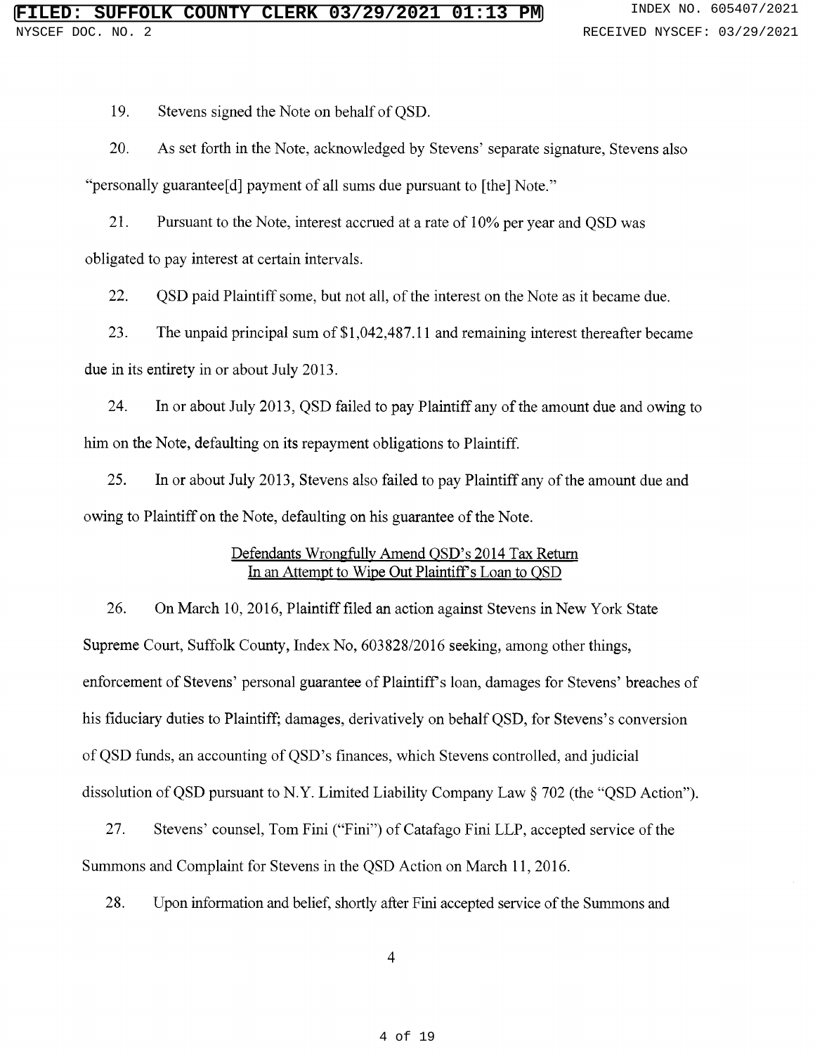19. Stevens signed the Note on behalf of QSD.

20. As set forth in the Note, acknowledged by Stevens' separate signature, Stevens also "personally guarantee[d] payment of all sums due pursuant to [the] Note."

21. Pursuant to the Note, interest accrued at a rate of 10% per year and QSD was obligated to pay interest at certain intervals.

22. QSD paid Plaintiff some, but not all, of the interest on the Note as it became due.

23. The unpaid principal sum of $1,042,487.11 and remaining interest thereafter became due in its entirety in or about July 2013.

24. In or about July 2013, QSD failed to pay Plaintiff any of the amount due and owing to him on the Note, defaulting on its repayment obligations to Plaintiff.

25. In or about July 2013, Stevens also failed to pay Plaintiff any of the amount due and owing to Plaintiff on the Note, defaulting on his guarantee of the Note.

<u>Defendants Wrongfully Amend QSD's 2014 Tax Return In an Attempt to Wipe Out Plaintiff's Loan to QSD</u>

26. On March 10, 2016, Plaintiff filed an action against Stevens in New York State Supreme Court, Suffolk County, Index No, 603828/2016 seeking, among other things, enforcement of Stevens' personal guarantee of Plaintiff's loan, damages for Stevens' breaches of his fiduciary duties to Plaintiff; damages, derivatively on behalf QSD, for Stevens's conversion of QSD funds, an accounting of QSD's finances, which Stevens controlled, and judicial dissolution of QSD pursuant to N.Y. Limited Liability Company Law § 702 (the "QSD Action").

27. Stevens' counsel, Tom Fini ("Fini") of Catafago Fini LLP, accepted service of the Summons and Complaint for Stevens in the QSD Action on March 11, 2016.

28. Upon information and belief, shortly after Fini accepted service of the Summons and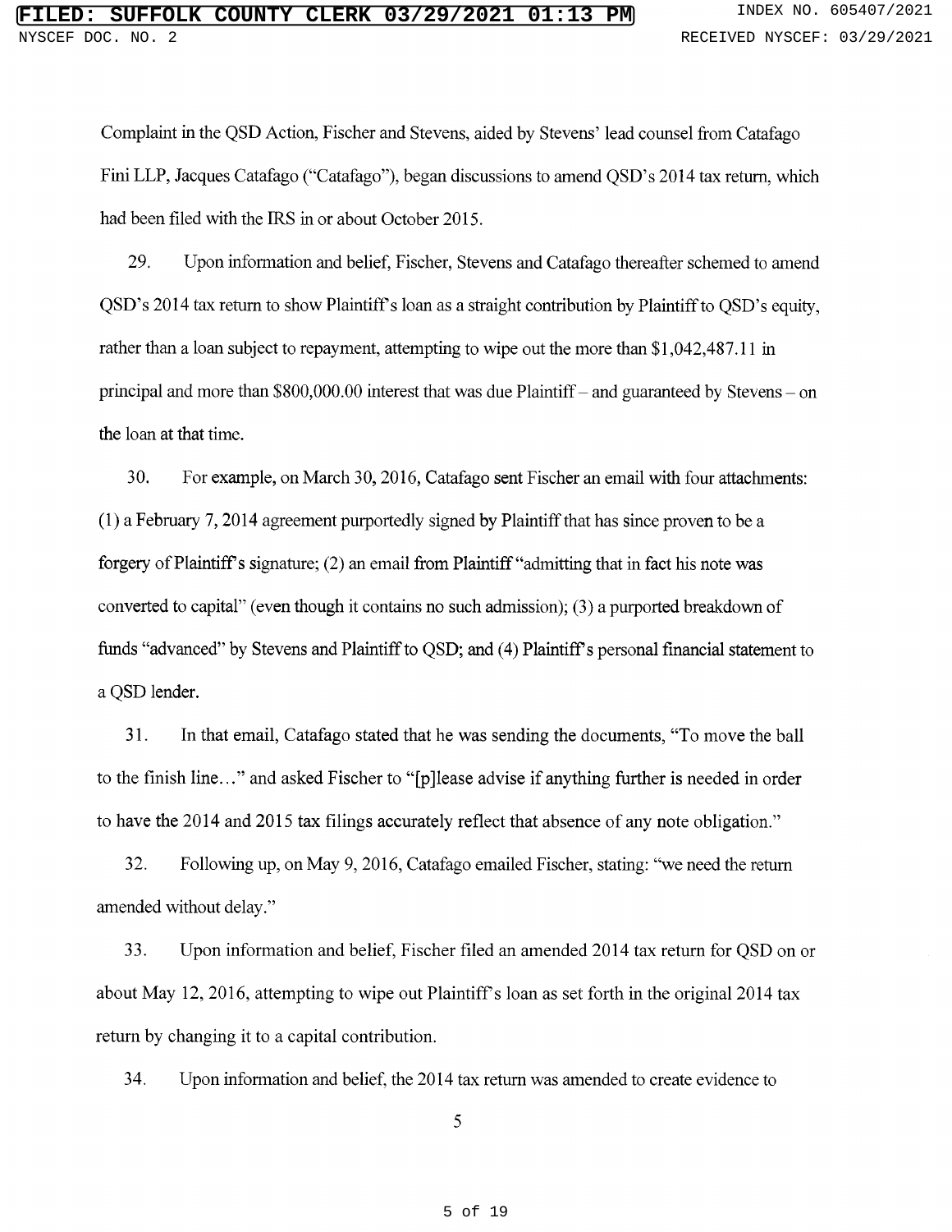Complaint in the QSD Action, Fischer and Stevens, aided by Stevens' lead counsel from Catafago Fini LLP, Jacques Catafago ("Catafago"), began discussions to amend QSD's 2014 tax return, which had been filed with the IRS in or about October 2015.

29. Upon information and belief, Fischer, Stevens and Catafago thereafter schemed to amend QSD's 2014 tax return to show Plaintiff's loan as a straight contribution by Plaintiff to QSD's equity, rather than a loan subject to repayment, attempting to wipe out the more than $1,042,487.11 in principal and more than $800,000.00 interest that was due Plaintiff – and guaranteed by Stevens – on the loan at that time.

30. For example, on March 30, 2016, Catafago sent Fischer an email with four attachments: (1) a February 7, 2014 agreement purportedly signed by Plaintiff that has since proven to be a forgery of Plaintiff's signature; (2) an email from Plaintiff "admitting that in fact his note was converted to capital" (even though it contains no such admission); (3) a purported breakdown of funds "advanced" by Stevens and Plaintiff to QSD; and (4) Plaintiff's personal financial statement to a QSD lender.

31. In that email, Catafago stated that he was sending the documents, "To move the ball to the finish line…" and asked Fischer to "[p]lease advise if anything further is needed in order to have the 2014 and 2015 tax filings accurately reflect that absence of any note obligation."

32. Following up, on May 9, 2016, Catafago emailed Fischer, stating: "we need the return amended without delay."

33. Upon information and belief, Fischer filed an amended 2014 tax return for QSD on or about May 12, 2016, attempting to wipe out Plaintiff's loan as set forth in the original 2014 tax return by changing it to a capital contribution.

34. Upon information and belief, the 2014 tax return was amended to create evidence to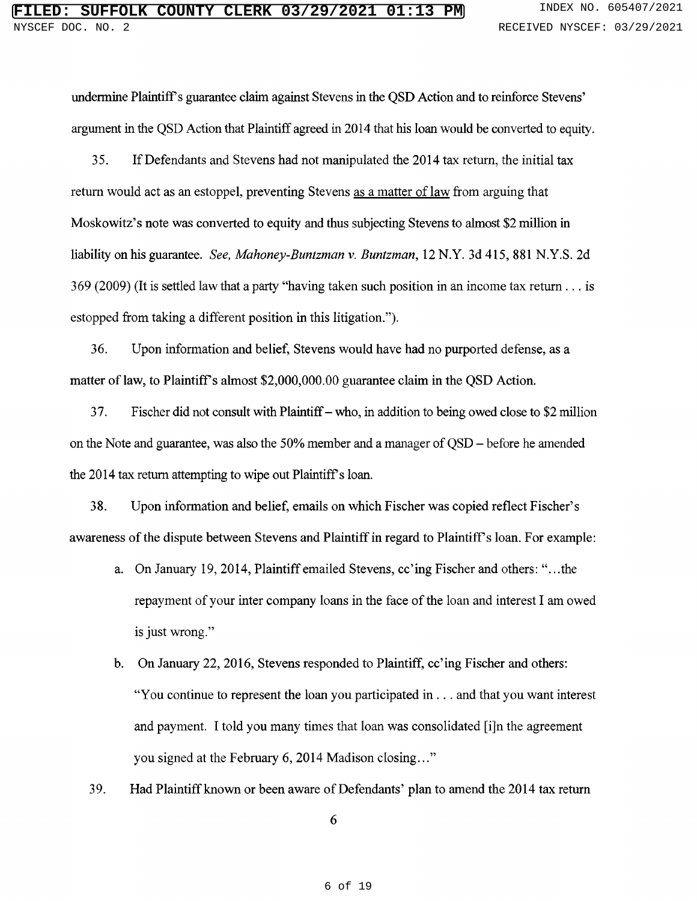undermine Plaintiff's guarantee claim against Stevens in the QSD Action and to reinforce Stevens' argument in the QSD Action that Plaintiff agreed in 2014 that his loan would be converted to equity.

35. If Defendants and Stevens had not manipulated the 2014 tax return, the initial tax return would act as an estoppel, preventing Stevens as a matter of law from arguing that Moskowitz's note was converted to equity and thus subjecting Stevens to almost $2 million in liability on his guarantee. *See, Mahoney-Buntzman v. Buntzman*, 12 N.Y. 3d 415, 881 N.Y.S. 2d 369 (2009) (It is settled law that a party "having taken such position in an income tax return . . . is estopped from taking a different position in this litigation.").

36. Upon information and belief, Stevens would have had no purported defense, as a matter of law, to Plaintiff's almost $2,000,000.00 guarantee claim in the QSD Action.

37. Fischer did not consult with Plaintiff – who, in addition to being owed close to $2 million on the Note and guarantee, was also the 50% member and a manager of QSD – before he amended the 2014 tax return attempting to wipe out Plaintiff's loan.

38. Upon information and belief, emails on which Fischer was copied reflect Fischer's awareness of the dispute between Stevens and Plaintiff in regard to Plaintiff's loan. For example:

a. On January 19, 2014, Plaintiff emailed Stevens, cc'ing Fischer and others: "…the repayment of your inter company loans in the face of the loan and interest I am owed is just wrong."

b. On January 22, 2016, Stevens responded to Plaintiff, cc'ing Fischer and others: "You continue to represent the loan you participated in . . . and that you want interest and payment. I told you many times that loan was consolidated [i]n the agreement you signed at the February 6, 2014 Madison closing…"

39. Had Plaintiff known or been aware of Defendants' plan to amend the 2014 tax return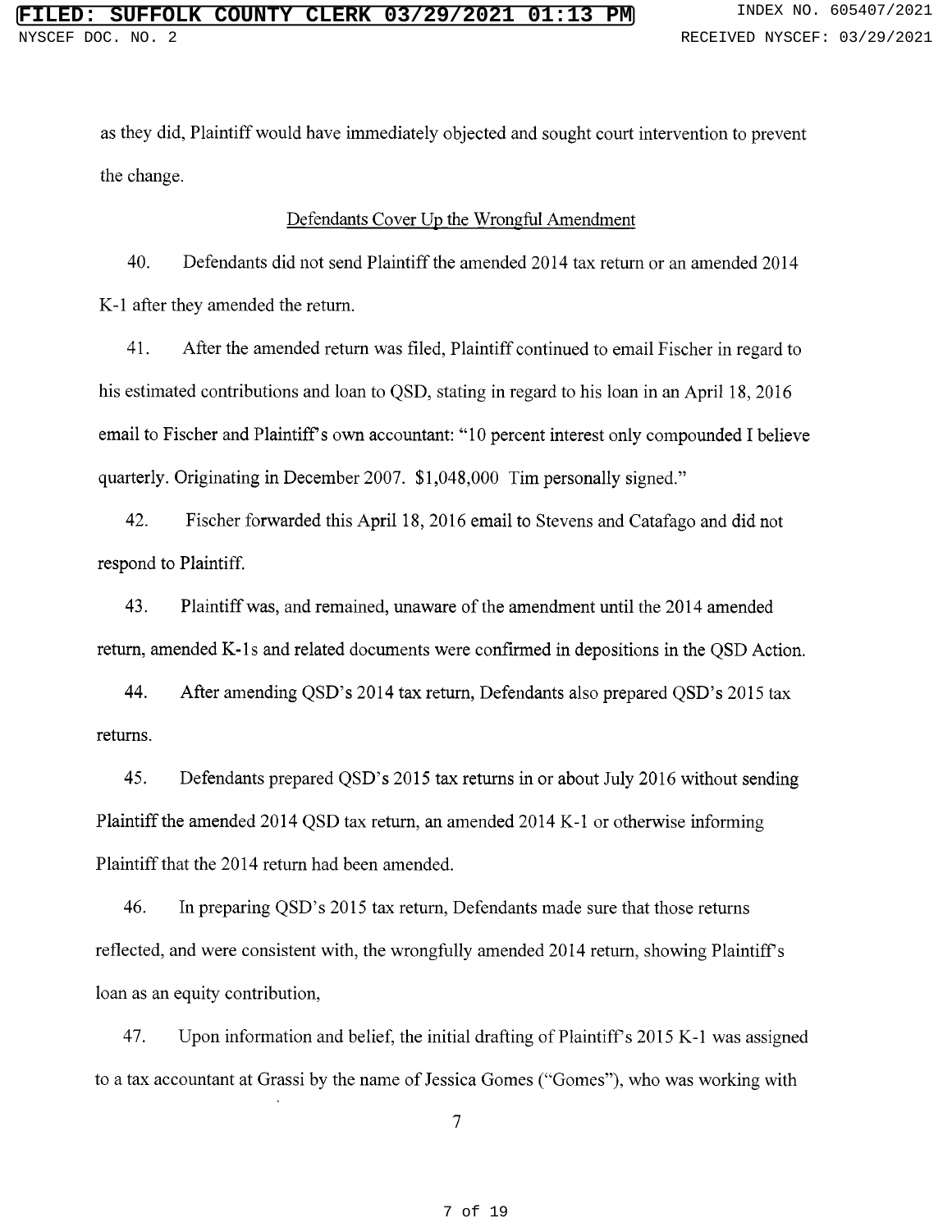as they did, Plaintiff would have immediately objected and sought court intervention to prevent the change.

## Defendants Cover Up the Wrongful Amendment

40. Defendants did not send Plaintiff the amended 2014 tax return or an amended 2014 K-1 after they amended the return.

41. After the amended return was filed, Plaintiff continued to email Fischer in regard to his estimated contributions and loan to QSD, stating in regard to his loan in an April 18, 2016 email to Fischer and Plaintiff's own accountant: "10 percent interest only compounded I believe quarterly. Originating in December 2007. $1,048,000 Tim personally signed."

42. Fischer forwarded this April 18, 2016 email to Stevens and Catafago and did not respond to Plaintiff.

43. Plaintiff was, and remained, unaware of the amendment until the 2014 amended return, amended K-1s and related documents were confirmed in depositions in the QSD Action.

44. After amending QSD's 2014 tax return, Defendants also prepared QSD's 2015 tax returns.

45. Defendants prepared QSD's 2015 tax returns in or about July 2016 without sending Plaintiff the amended 2014 QSD tax return, an amended 2014 K-1 or otherwise informing Plaintiff that the 2014 return had been amended.

46. In preparing QSD's 2015 tax return, Defendants made sure that those returns reflected, and were consistent with, the wrongfully amended 2014 return, showing Plaintiff's loan as an equity contribution,

47. Upon information and belief, the initial drafting of Plaintiff's 2015 K-1 was assigned to a tax accountant at Grassi by the name of Jessica Gomes ("Gomes"), who was working with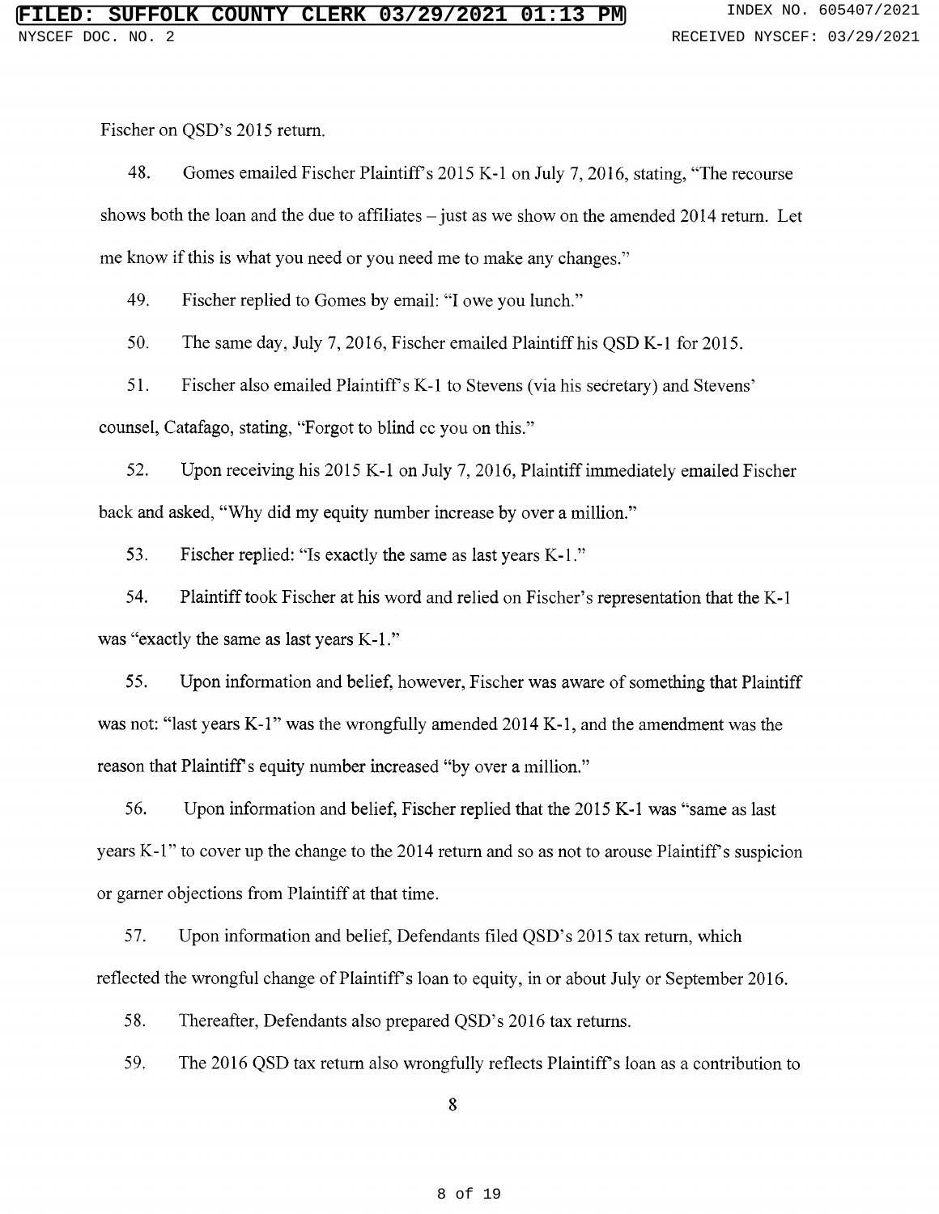Fischer on QSD's 2015 return.

48. Gomes emailed Fischer Plaintiff's 2015 K-1 on July 7, 2016, stating, "The recourse shows both the loan and the due to affiliates – just as we show on the amended 2014 return. Let me know if this is what you need or you need me to make any changes."

49. Fischer replied to Gomes by email: "I owe you lunch."

50. The same day, July 7, 2016, Fischer emailed Plaintiff his QSD K-1 for 2015.

51. Fischer also emailed Plaintiff's K-1 to Stevens (via his secretary) and Stevens' counsel, Catafago, stating, "Forgot to blind cc you on this."

52. Upon receiving his 2015 K-1 on July 7, 2016, Plaintiff immediately emailed Fischer back and asked, "Why did my equity number increase by over a million."

53. Fischer replied: "Is exactly the same as last years K-1."

54. Plaintiff took Fischer at his word and relied on Fischer's representation that the K-1 was "exactly the same as last years K-1."

55. Upon information and belief, however, Fischer was aware of something that Plaintiff was not: "last years K-1" was the wrongfully amended 2014 K-1, and the amendment was the reason that Plaintiff's equity number increased "by over a million."

56. Upon information and belief, Fischer replied that the 2015 K-1 was "same as last years K-1" to cover up the change to the 2014 return and so as not to arouse Plaintiff's suspicion or garner objections from Plaintiff at that time.

57. Upon information and belief, Defendants filed QSD's 2015 tax return, which reflected the wrongful change of Plaintiff's loan to equity, in or about July or September 2016.

58. Thereafter, Defendants also prepared QSD's 2016 tax returns.

59. The 2016 QSD tax return also wrongfully reflects Plaintiff's loan as a contribution to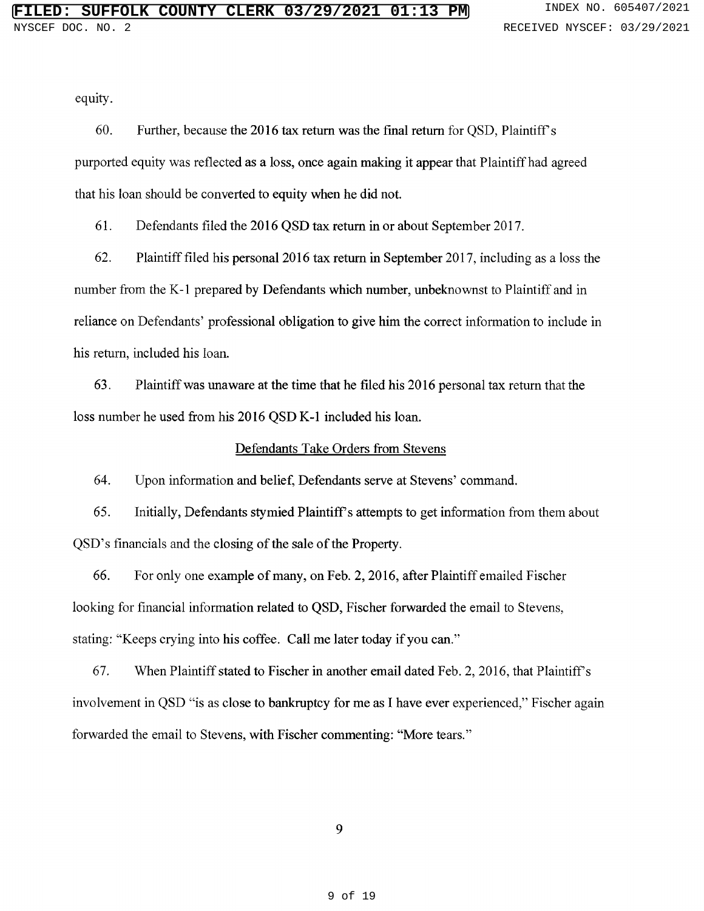equity.

60. Further, because the 2016 tax return was the final return for QSD, Plaintiff's purported equity was reflected as a loss, once again making it appear that Plaintiff had agreed that his loan should be converted to equity when he did not.

61. Defendants filed the 2016 QSD tax return in or about September 2017.

62. Plaintiff filed his personal 2016 tax return in September 2017, including as a loss the number from the K-1 prepared by Defendants which number, unbeknownst to Plaintiff and in reliance on Defendants' professional obligation to give him the correct information to include in his return, included his loan.

63. Plaintiff was unaware at the time that he filed his 2016 personal tax return that the loss number he used from his 2016 QSD K-1 included his loan.

<u>Defendants Take Orders from Stevens</u>

64. Upon information and belief, Defendants serve at Stevens' command.

65. Initially, Defendants stymied Plaintiff's attempts to get information from them about QSD's financials and the closing of the sale of the Property.

66. For only one example of many, on Feb. 2, 2016, after Plaintiff emailed Fischer looking for financial information related to QSD, Fischer forwarded the email to Stevens, stating: "Keeps crying into his coffee. Call me later today if you can."

67. When Plaintiff stated to Fischer in another email dated Feb. 2, 2016, that Plaintiff's involvement in QSD "is as close to bankruptcy for me as I have ever experienced," Fischer again forwarded the email to Stevens, with Fischer commenting: "More tears."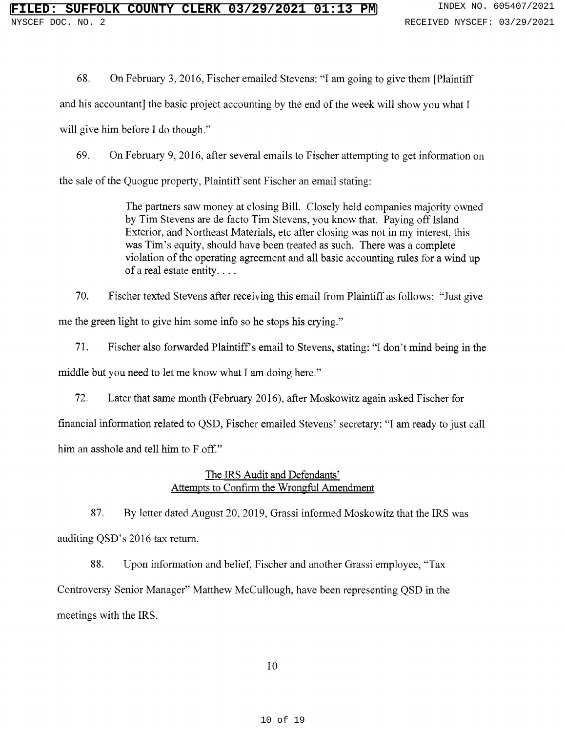68. On February 3, 2016, Fischer emailed Stevens: "I am going to give them [Plaintiff and his accountant] the basic project accounting by the end of the week will show you what I will give him before I do though."

69. On February 9, 2016, after several emails to Fischer attempting to get information on the sale of the Quogue property, Plaintiff sent Fischer an email stating:

> The partners saw money at closing Bill. Closely held companies majority owned by Tim Stevens are de facto Tim Stevens, you know that. Paying off Island Exterior, and Northeast Materials, etc after closing was not in my interest, this was Tim's equity, should have been treated as such. There was a complete violation of the operating agreement and all basic accounting rules for a wind up of a real estate entity. . . .

70. Fischer texted Stevens after receiving this email from Plaintiff as follows: "Just give me the green light to give him some info so he stops his crying."

71. Fischer also forwarded Plaintiff's email to Stevens, stating: "I don't mind being in the middle but you need to let me know what I am doing here."

72. Later that same month (February 2016), after Moskowitz again asked Fischer for financial information related to QSD, Fischer emailed Stevens' secretary: "I am ready to just call him an asshole and tell him to F off."

## The IRS Audit and Defendants' Attempts to Confirm the Wrongful Amendment

87. By letter dated August 20, 2019, Grassi informed Moskowitz that the IRS was auditing QSD's 2016 tax return.

88. Upon information and belief, Fischer and another Grassi employee, "Tax Controversy Senior Manager" Matthew McCullough, have been representing QSD in the meetings with the IRS.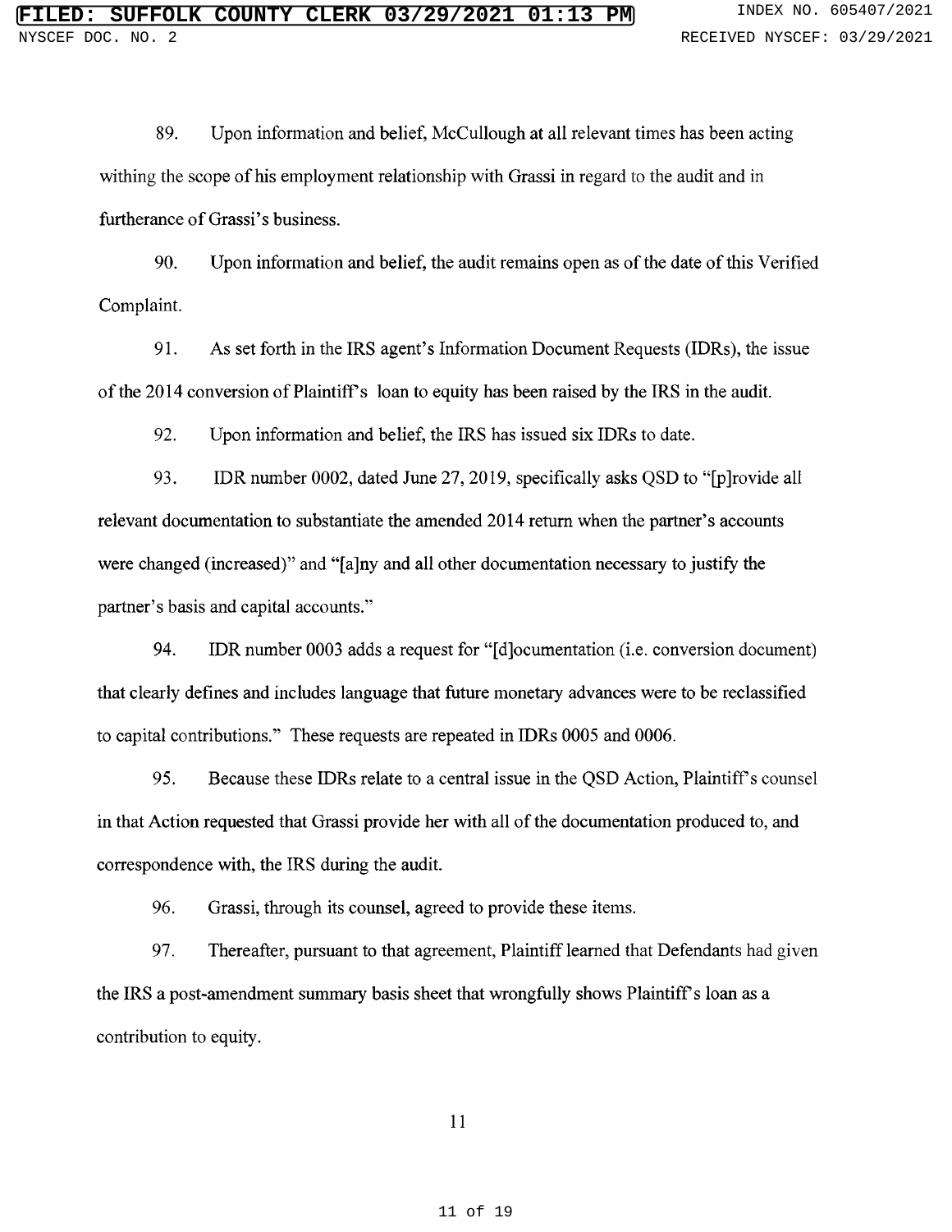89. Upon information and belief, McCullough at all relevant times has been acting withing the scope of his employment relationship with Grassi in regard to the audit and in furtherance of Grassi's business.

90. Upon information and belief, the audit remains open as of the date of this Verified Complaint.

91. As set forth in the IRS agent's Information Document Requests (IDRs), the issue of the 2014 conversion of Plaintiff's loan to equity has been raised by the IRS in the audit.

92. Upon information and belief, the IRS has issued six IDRs to date.

93. IDR number 0002, dated June 27, 2019, specifically asks QSD to "[p]rovide all relevant documentation to substantiate the amended 2014 return when the partner's accounts were changed (increased)" and "[a]ny and all other documentation necessary to justify the partner's basis and capital accounts."

94. IDR number 0003 adds a request for "[d]ocumentation (i.e. conversion document) that clearly defines and includes language that future monetary advances were to be reclassified to capital contributions." These requests are repeated in IDRs 0005 and 0006.

95. Because these IDRs relate to a central issue in the QSD Action, Plaintiff's counsel in that Action requested that Grassi provide her with all of the documentation produced to, and correspondence with, the IRS during the audit.

96. Grassi, through its counsel, agreed to provide these items.

97. Thereafter, pursuant to that agreement, Plaintiff learned that Defendants had given the IRS a post-amendment summary basis sheet that wrongfully shows Plaintiff's loan as a contribution to equity.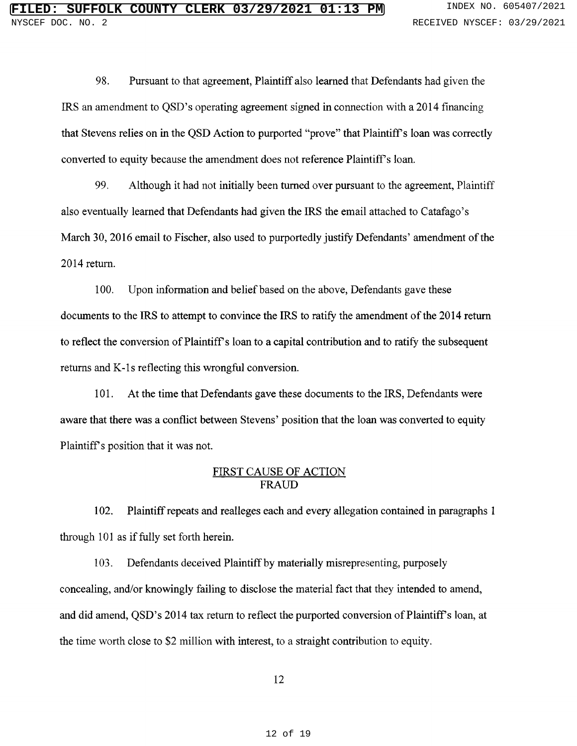98. Pursuant to that agreement, Plaintiff also learned that Defendants had given the IRS an amendment to QSD's operating agreement signed in connection with a 2014 financing that Stevens relies on in the QSD Action to purported "prove" that Plaintiff's loan was correctly converted to equity because the amendment does not reference Plaintiff's loan.

99. Although it had not initially been turned over pursuant to the agreement, Plaintiff also eventually learned that Defendants had given the IRS the email attached to Catafago's March 30, 2016 email to Fischer, also used to purportedly justify Defendants' amendment of the 2014 return.

100. Upon information and belief based on the above, Defendants gave these documents to the IRS to attempt to convince the IRS to ratify the amendment of the 2014 return to reflect the conversion of Plaintiff's loan to a capital contribution and to ratify the subsequent returns and K-1s reflecting this wrongful conversion.

101. At the time that Defendants gave these documents to the IRS, Defendants were aware that there was a conflict between Stevens' position that the loan was converted to equity Plaintiff's position that it was not.

## FIRST CAUSE OF ACTION
## FRAUD

102. Plaintiff repeats and realleges each and every allegation contained in paragraphs 1 through 101 as if fully set forth herein.

103. Defendants deceived Plaintiff by materially misrepresenting, purposely concealing, and/or knowingly failing to disclose the material fact that they intended to amend, and did amend, QSD's 2014 tax return to reflect the purported conversion of Plaintiff's loan, at the time worth close to $2 million with interest, to a straight contribution to equity.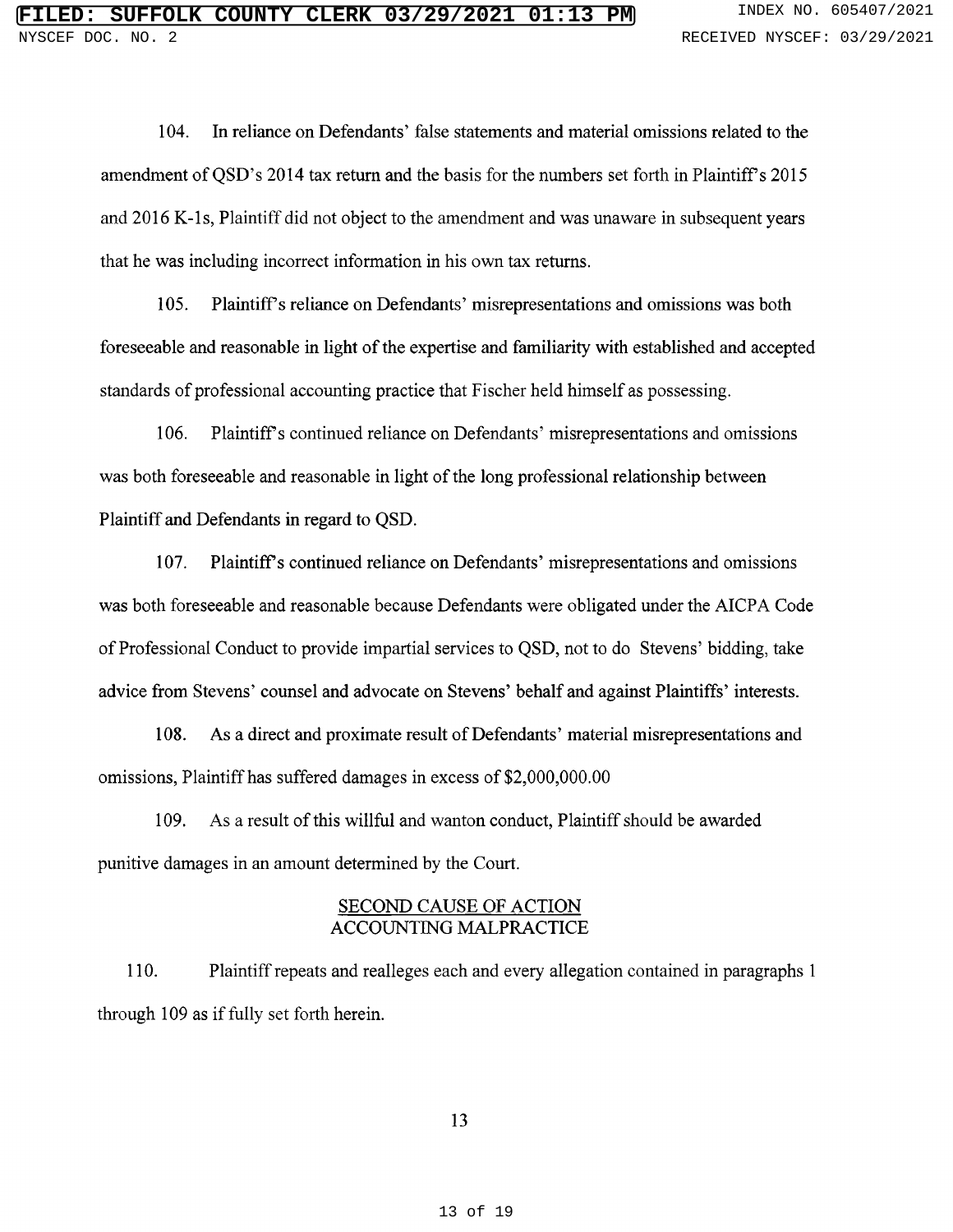104. In reliance on Defendants' false statements and material omissions related to the amendment of QSD's 2014 tax return and the basis for the numbers set forth in Plaintiff's 2015 and 2016 K-1s, Plaintiff did not object to the amendment and was unaware in subsequent years that he was including incorrect information in his own tax returns.

105. Plaintiff's reliance on Defendants' misrepresentations and omissions was both foreseeable and reasonable in light of the expertise and familiarity with established and accepted standards of professional accounting practice that Fischer held himself as possessing.

106. Plaintiff's continued reliance on Defendants' misrepresentations and omissions was both foreseeable and reasonable in light of the long professional relationship between Plaintiff and Defendants in regard to QSD.

107. Plaintiff's continued reliance on Defendants' misrepresentations and omissions was both foreseeable and reasonable because Defendants were obligated under the AICPA Code of Professional Conduct to provide impartial services to QSD, not to do Stevens' bidding, take advice from Stevens' counsel and advocate on Stevens' behalf and against Plaintiffs' interests.

108. As a direct and proximate result of Defendants' material misrepresentations and omissions, Plaintiff has suffered damages in excess of $2,000,000.00

109. As a result of this willful and wanton conduct, Plaintiff should be awarded punitive damages in an amount determined by the Court.

## SECOND CAUSE OF ACTION
## ACCOUNTING MALPRACTICE

110. Plaintiff repeats and realleges each and every allegation contained in paragraphs 1 through 109 as if fully set forth herein.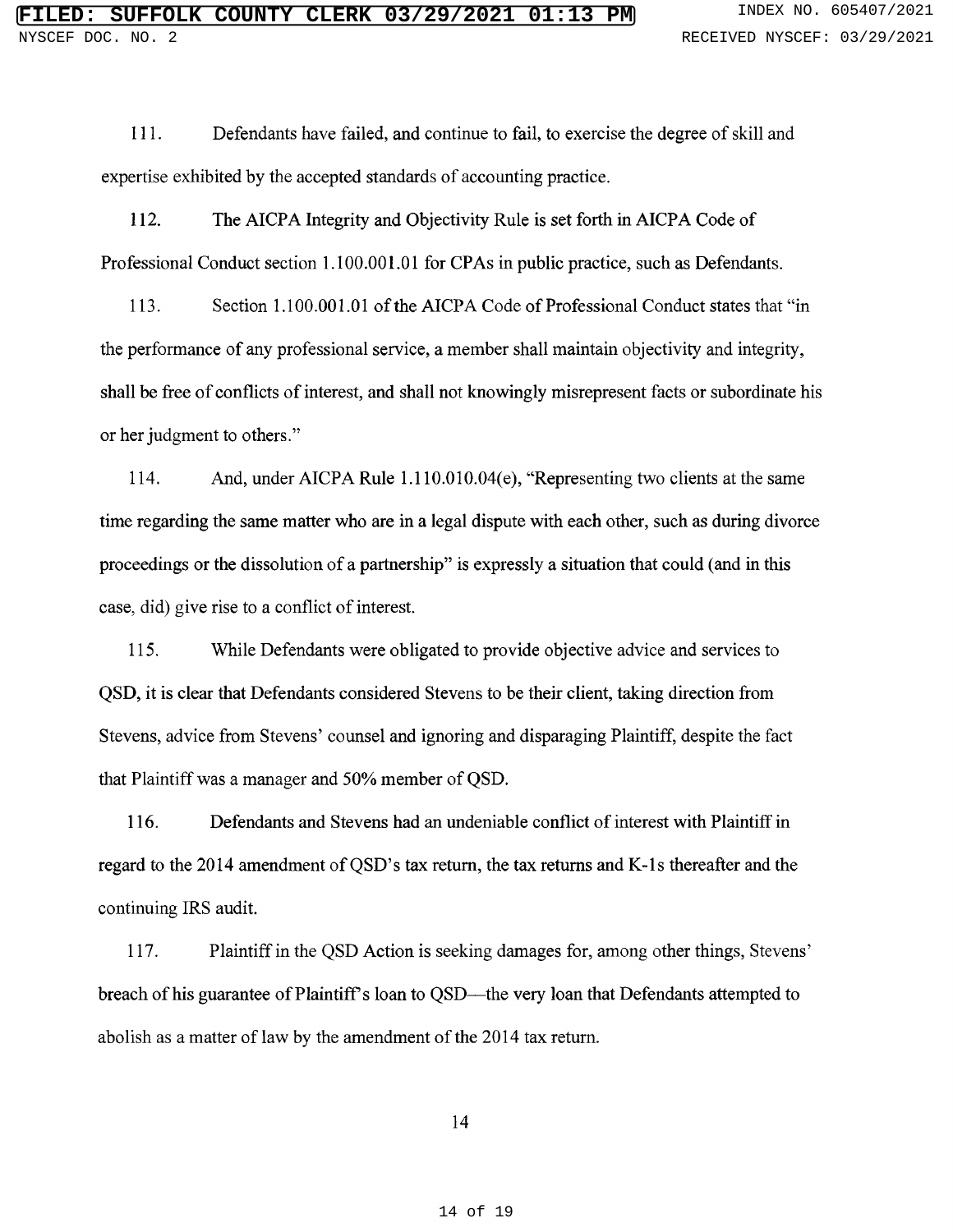111. Defendants have failed, and continue to fail, to exercise the degree of skill and expertise exhibited by the accepted standards of accounting practice.

112. The AICPA Integrity and Objectivity Rule is set forth in AICPA Code of Professional Conduct section 1.100.001.01 for CPAs in public practice, such as Defendants.

113. Section 1.100.001.01 of the AICPA Code of Professional Conduct states that "in the performance of any professional service, a member shall maintain objectivity and integrity, shall be free of conflicts of interest, and shall not knowingly misrepresent facts or subordinate his or her judgment to others."

114. And, under AICPA Rule 1.110.010.04(e), "Representing two clients at the same time regarding the same matter who are in a legal dispute with each other, such as during divorce proceedings or the dissolution of a partnership" is expressly a situation that could (and in this case, did) give rise to a conflict of interest.

115. While Defendants were obligated to provide objective advice and services to QSD, it is clear that Defendants considered Stevens to be their client, taking direction from Stevens, advice from Stevens' counsel and ignoring and disparaging Plaintiff, despite the fact that Plaintiff was a manager and 50% member of QSD.

116. Defendants and Stevens had an undeniable conflict of interest with Plaintiff in regard to the 2014 amendment of QSD's tax return, the tax returns and K-1s thereafter and the continuing IRS audit.

117. Plaintiff in the QSD Action is seeking damages for, among other things, Stevens' breach of his guarantee of Plaintiff's loan to QSD—the very loan that Defendants attempted to abolish as a matter of law by the amendment of the 2014 tax return.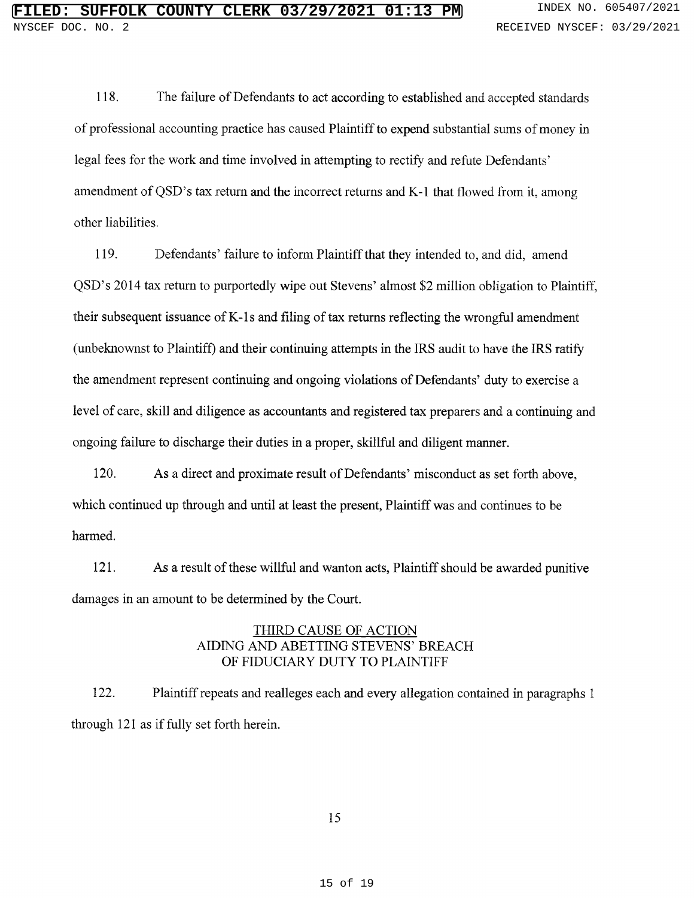118. The failure of Defendants to act according to established and accepted standards of professional accounting practice has caused Plaintiff to expend substantial sums of money in legal fees for the work and time involved in attempting to rectify and refute Defendants' amendment of QSD's tax return and the incorrect returns and K-1 that flowed from it, among other liabilities.

119. Defendants' failure to inform Plaintiff that they intended to, and did, amend QSD's 2014 tax return to purportedly wipe out Stevens' almost $2 million obligation to Plaintiff, their subsequent issuance of K-1s and filing of tax returns reflecting the wrongful amendment (unbeknownst to Plaintiff) and their continuing attempts in the IRS audit to have the IRS ratify the amendment represent continuing and ongoing violations of Defendants' duty to exercise a level of care, skill and diligence as accountants and registered tax preparers and a continuing and ongoing failure to discharge their duties in a proper, skillful and diligent manner.

120. As a direct and proximate result of Defendants' misconduct as set forth above, which continued up through and until at least the present, Plaintiff was and continues to be harmed.

121. As a result of these willful and wanton acts, Plaintiff should be awarded punitive damages in an amount to be determined by the Court.

## THIRD CAUSE OF ACTION
## AIDING AND ABETTING STEVENS' BREACH OF FIDUCIARY DUTY TO PLAINTIFF

122. Plaintiff repeats and realleges each and every allegation contained in paragraphs 1 through 121 as if fully set forth herein.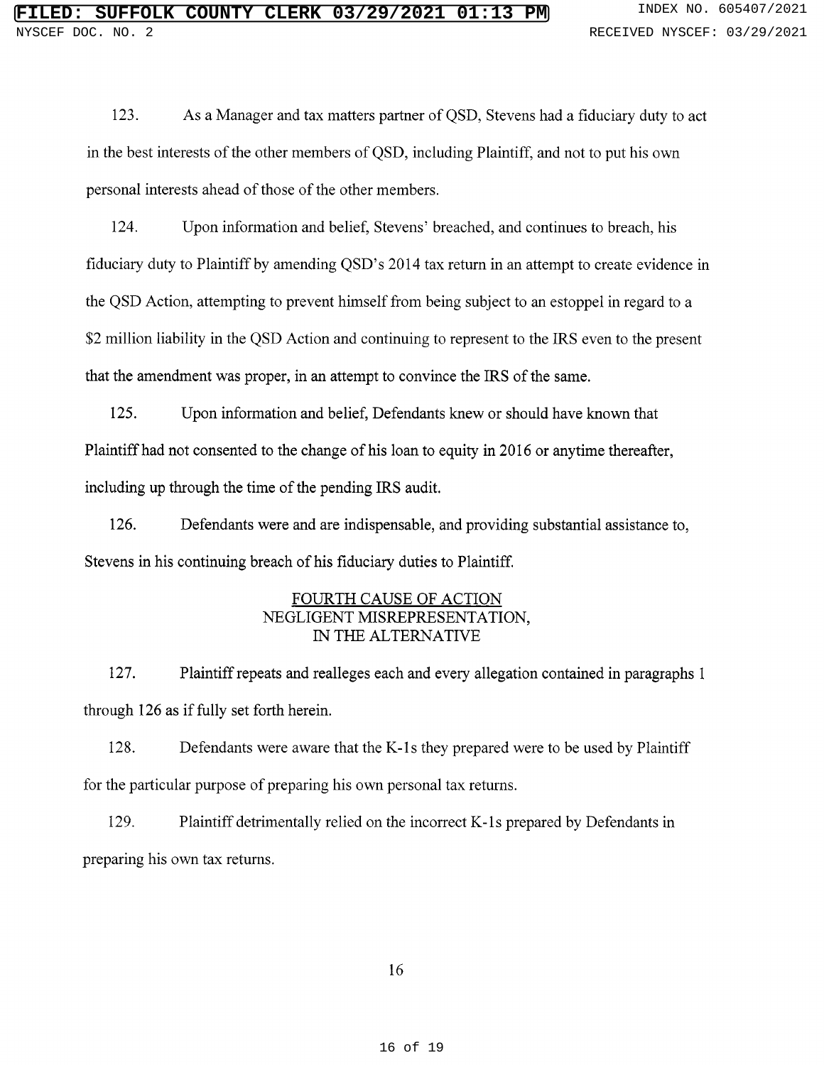123. As a Manager and tax matters partner of QSD, Stevens had a fiduciary duty to act in the best interests of the other members of QSD, including Plaintiff, and not to put his own personal interests ahead of those of the other members.

124. Upon information and belief, Stevens' breached, and continues to breach, his fiduciary duty to Plaintiff by amending QSD's 2014 tax return in an attempt to create evidence in the QSD Action, attempting to prevent himself from being subject to an estoppel in regard to a $2 million liability in the QSD Action and continuing to represent to the IRS even to the present that the amendment was proper, in an attempt to convince the IRS of the same.

125. Upon information and belief, Defendants knew or should have known that Plaintiff had not consented to the change of his loan to equity in 2016 or anytime thereafter, including up through the time of the pending IRS audit.

126. Defendants were and are indispensable, and providing substantial assistance to, Stevens in his continuing breach of his fiduciary duties to Plaintiff.

<u>FOURTH CAUSE OF ACTION</u>
NEGLIGENT MISREPRESENTATION,
IN THE ALTERNATIVE

127. Plaintiff repeats and realleges each and every allegation contained in paragraphs 1 through 126 as if fully set forth herein.

128. Defendants were aware that the K-1s they prepared were to be used by Plaintiff for the particular purpose of preparing his own personal tax returns.

129. Plaintiff detrimentally relied on the incorrect K-1s prepared by Defendants in preparing his own tax returns.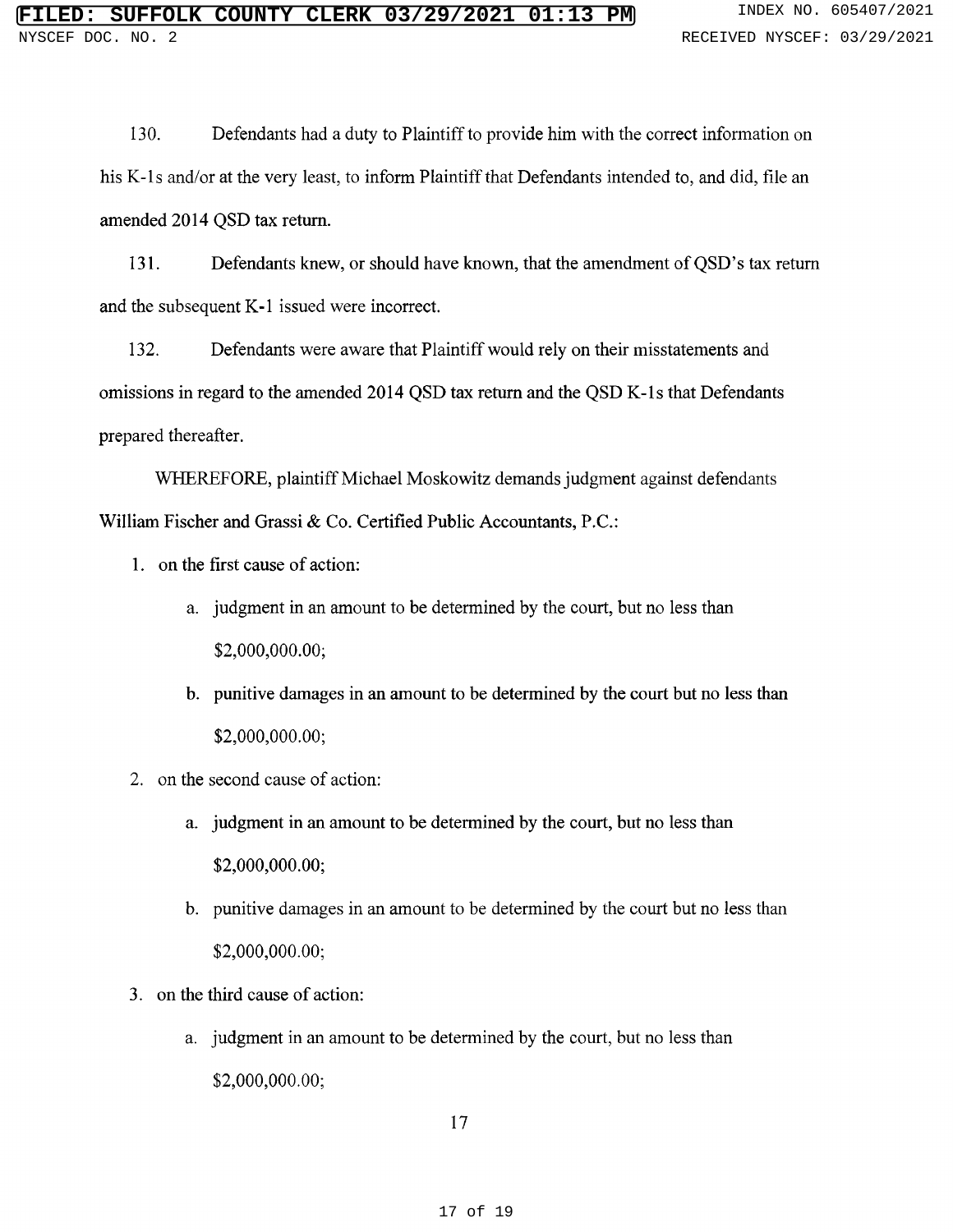130. Defendants had a duty to Plaintiff to provide him with the correct information on his K-1s and/or at the very least, to inform Plaintiff that Defendants intended to, and did, file an amended 2014 QSD tax return.

131. Defendants knew, or should have known, that the amendment of QSD's tax return and the subsequent K-1 issued were incorrect.

132. Defendants were aware that Plaintiff would rely on their misstatements and omissions in regard to the amended 2014 QSD tax return and the QSD K-1s that Defendants prepared thereafter.

WHEREFORE, plaintiff Michael Moskowitz demands judgment against defendants William Fischer and Grassi & Co. Certified Public Accountants, P.C.:

1. on the first cause of action:
   a. judgment in an amount to be determined by the court, but no less than $2,000,000.00;
   b. punitive damages in an amount to be determined by the court but no less than $2,000,000.00;
2. on the second cause of action:
   a. judgment in an amount to be determined by the court, but no less than $2,000,000.00;
   b. punitive damages in an amount to be determined by the court but no less than $2,000,000.00;
3. on the third cause of action:
   a. judgment in an amount to be determined by the court, but no less than $2,000,000.00;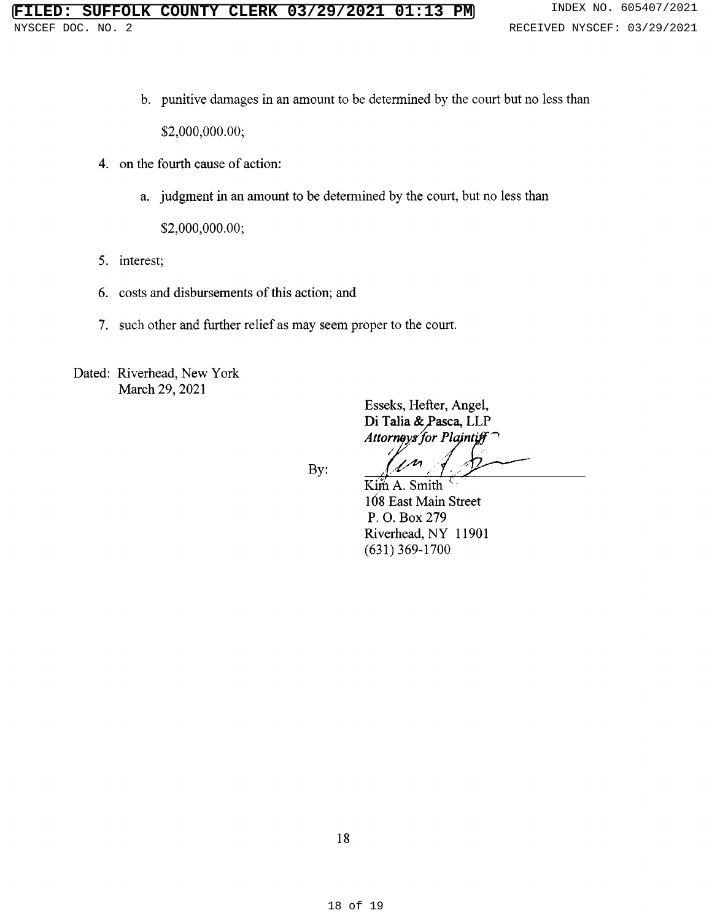b. punitive damages in an amount to be determined by the court but no less than $2,000,000.00;

4. on the fourth cause of action:

   a. judgment in an amount to be determined by the court, but no less than $2,000,000.00;

5. interest;

6. costs and disbursements of this action; and

7. such other and further relief as may seem proper to the court.

Dated: Riverhead, New York
March 29, 2021

Esseks, Hefter, Angel,
**Di Talia & Pasca, LLP**
*Attorneys for Plaintiff*

By: ______________________________
Kim A. Smith
108 East Main Street
P. O. Box 279
Riverhead, NY 11901
(631) 369-1700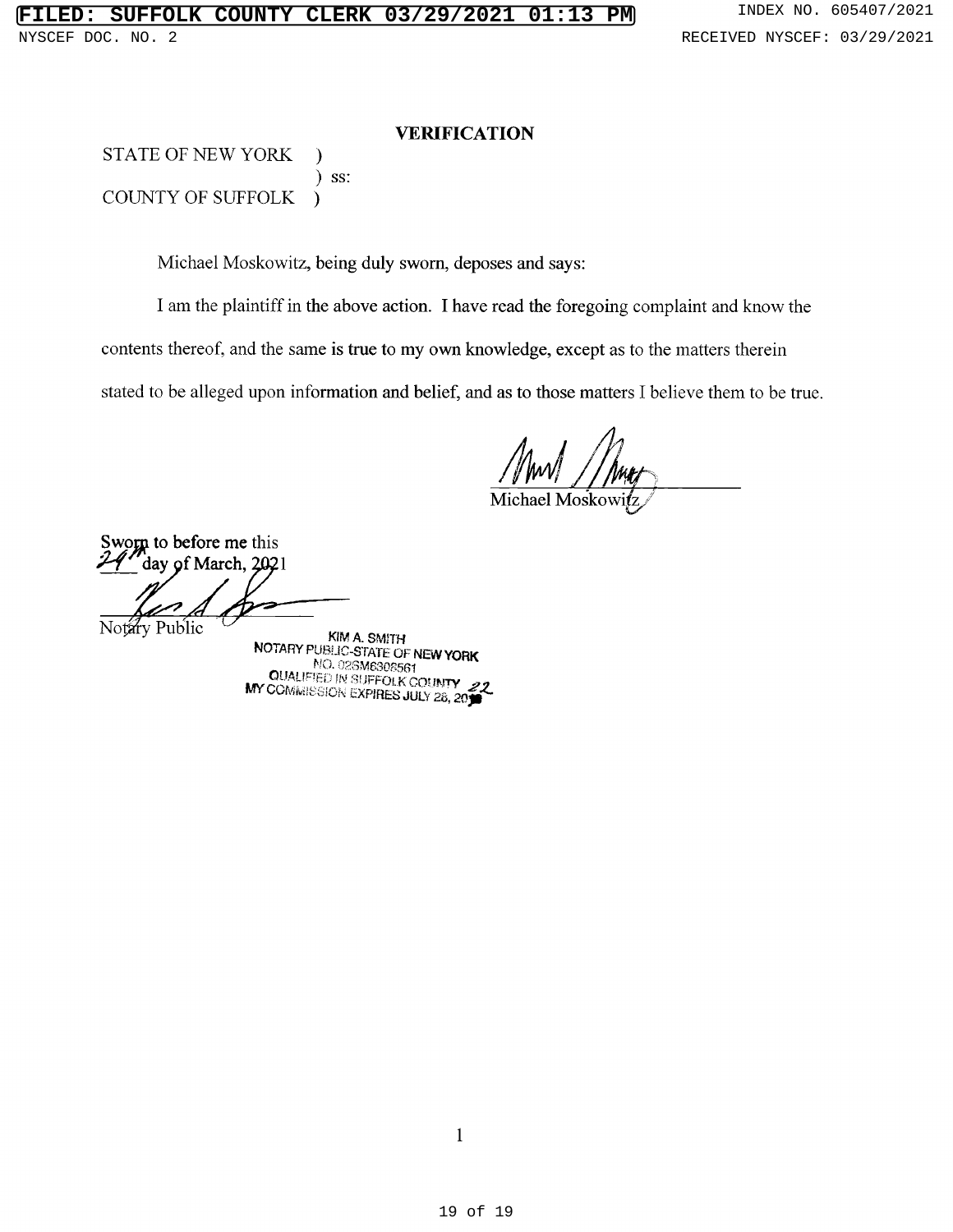## VERIFICATION

STATE OF NEW YORK )
) ss:
COUNTY OF SUFFOLK )

Michael Moskowitz, being duly sworn, deposes and says:

I am the plaintiff in the above action. I have read the foregoing complaint and know the contents thereof, and the same is true to my own knowledge, except as to the matters therein stated to be alleged upon information and belief, and as to those matters I believe them to be true.

Michael Moskowitz

Sworn to before me this
24th day of March, 2021

Notary Public

KIM A. SMITH
NOTARY PUBLIC-STATE OF NEW YORK
NO. 02SM6308561
QUALIFIED IN SUFFOLK COUNTY
MY COMMISSION EXPIRES JULY 28, 2022

1